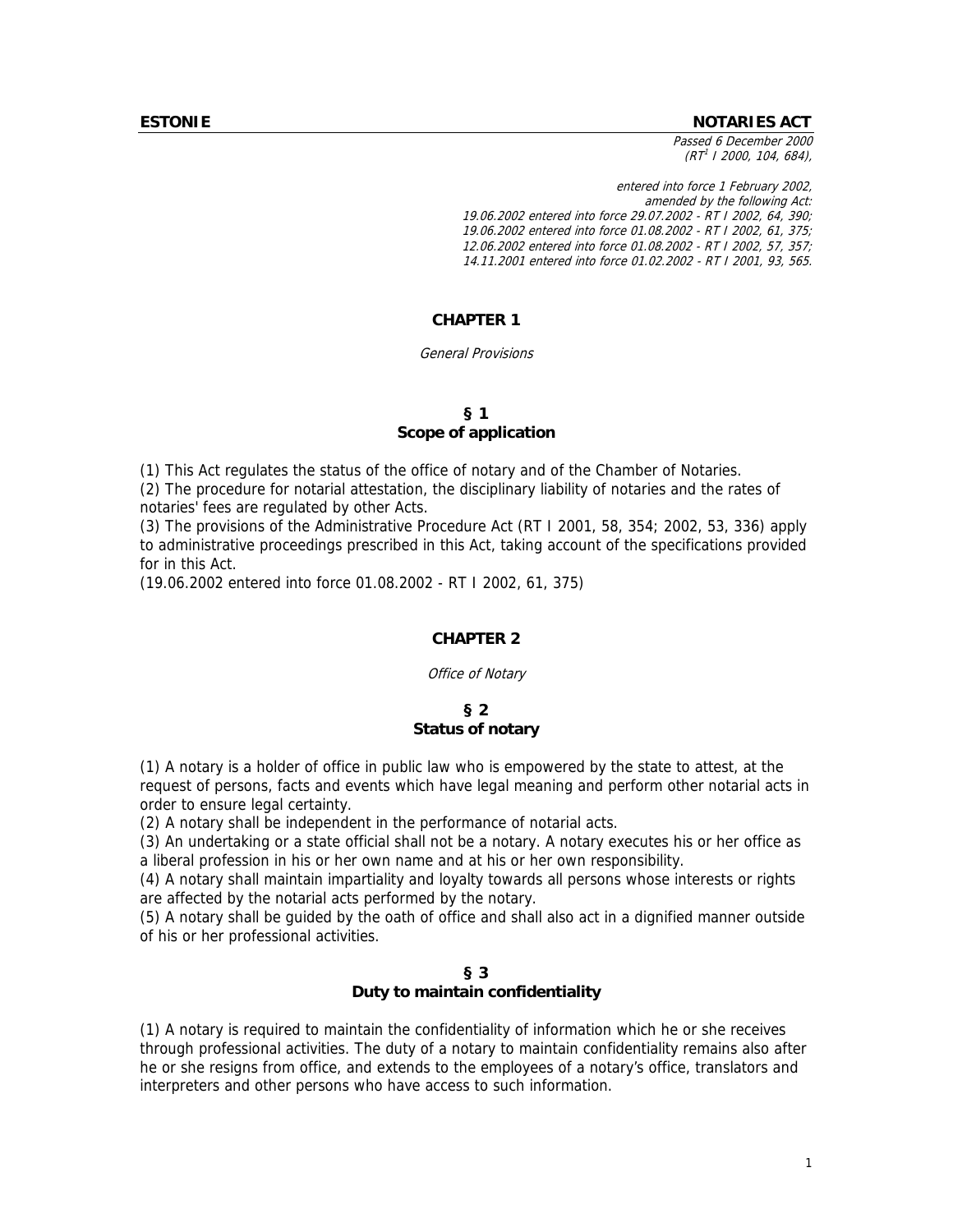**ESTONIE** **NOTARIES ACT**

*Passed 6 December 2000*
*(RT[1] I 2000, 104, 684),*

*entered into force 1 February 2002,*
*amended by the following Act:*
*19.06.2002 entered into force 29.07.2002 - RT I 2002, 64, 390;*
*19.06.2002 entered into force 01.08.2002 - RT I 2002, 61, 375;*
*12.06.2002 entered into force 01.08.2002 - RT I 2002, 57, 357;*
*14.11.2001 entered into force 01.02.2002 - RT I 2001, 93, 565.*

## CHAPTER 1

*General Provisions*

### § 1
### Scope of application

(1) This Act regulates the status of the office of notary and of the Chamber of Notaries.
(2) The procedure for notarial attestation, the disciplinary liability of notaries and the rates of notaries' fees are regulated by other Acts.
(3) The provisions of the Administrative Procedure Act (RT I 2001, 58, 354; 2002, 53, 336) apply to administrative proceedings prescribed in this Act, taking account of the specifications provided for in this Act.
(19.06.2002 entered into force 01.08.2002 - RT I 2002, 61, 375)

## CHAPTER 2

*Office of Notary*

### § 2
### Status of notary

(1) A notary is a holder of office in public law who is empowered by the state to attest, at the request of persons, facts and events which have legal meaning and perform other notarial acts in order to ensure legal certainty.
(2) A notary shall be independent in the performance of notarial acts.
(3) An undertaking or a state official shall not be a notary. A notary executes his or her office as a liberal profession in his or her own name and at his or her own responsibility.
(4) A notary shall maintain impartiality and loyalty towards all persons whose interests or rights are affected by the notarial acts performed by the notary.
(5) A notary shall be guided by the oath of office and shall also act in a dignified manner outside of his or her professional activities.

### § 3
### Duty to maintain confidentiality

(1) A notary is required to maintain the confidentiality of information which he or she receives through professional activities. The duty of a notary to maintain confidentiality remains also after he or she resigns from office, and extends to the employees of a notary's office, translators and interpreters and other persons who have access to such information.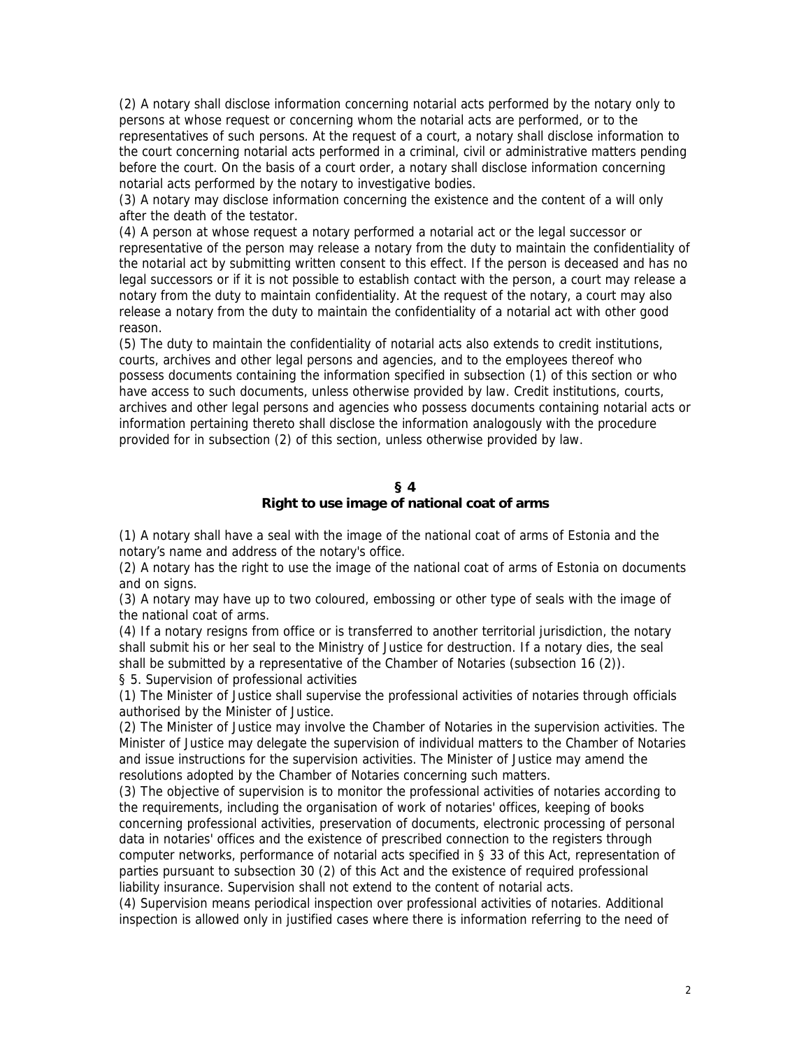(2) A notary shall disclose information concerning notarial acts performed by the notary only to persons at whose request or concerning whom the notarial acts are performed, or to the representatives of such persons. At the request of a court, a notary shall disclose information to the court concerning notarial acts performed in a criminal, civil or administrative matters pending before the court. On the basis of a court order, a notary shall disclose information concerning notarial acts performed by the notary to investigative bodies.

(3) A notary may disclose information concerning the existence and the content of a will only after the death of the testator.

(4) A person at whose request a notary performed a notarial act or the legal successor or representative of the person may release a notary from the duty to maintain the confidentiality of the notarial act by submitting written consent to this effect. If the person is deceased and has no legal successors or if it is not possible to establish contact with the person, a court may release a notary from the duty to maintain confidentiality. At the request of the notary, a court may also release a notary from the duty to maintain the confidentiality of a notarial act with other good reason.

(5) The duty to maintain the confidentiality of notarial acts also extends to credit institutions, courts, archives and other legal persons and agencies, and to the employees thereof who possess documents containing the information specified in subsection (1) of this section or who have access to such documents, unless otherwise provided by law. Credit institutions, courts, archives and other legal persons and agencies who possess documents containing notarial acts or information pertaining thereto shall disclose the information analogously with the procedure provided for in subsection (2) of this section, unless otherwise provided by law.

## § 4
## Right to use image of national coat of arms

(1) A notary shall have a seal with the image of the national coat of arms of Estonia and the notary's name and address of the notary's office.

(2) A notary has the right to use the image of the national coat of arms of Estonia on documents and on signs.

(3) A notary may have up to two coloured, embossing or other type of seals with the image of the national coat of arms.

(4) If a notary resigns from office or is transferred to another territorial jurisdiction, the notary shall submit his or her seal to the Ministry of Justice for destruction. If a notary dies, the seal shall be submitted by a representative of the Chamber of Notaries (subsection 16 (2)).

§ 5. Supervision of professional activities

(1) The Minister of Justice shall supervise the professional activities of notaries through officials authorised by the Minister of Justice.

(2) The Minister of Justice may involve the Chamber of Notaries in the supervision activities. The Minister of Justice may delegate the supervision of individual matters to the Chamber of Notaries and issue instructions for the supervision activities. The Minister of Justice may amend the resolutions adopted by the Chamber of Notaries concerning such matters.

(3) The objective of supervision is to monitor the professional activities of notaries according to the requirements, including the organisation of work of notaries' offices, keeping of books concerning professional activities, preservation of documents, electronic processing of personal data in notaries' offices and the existence of prescribed connection to the registers through computer networks, performance of notarial acts specified in § 33 of this Act, representation of parties pursuant to subsection 30 (2) of this Act and the existence of required professional liability insurance. Supervision shall not extend to the content of notarial acts.

(4) Supervision means periodical inspection over professional activities of notaries. Additional inspection is allowed only in justified cases where there is information referring to the need of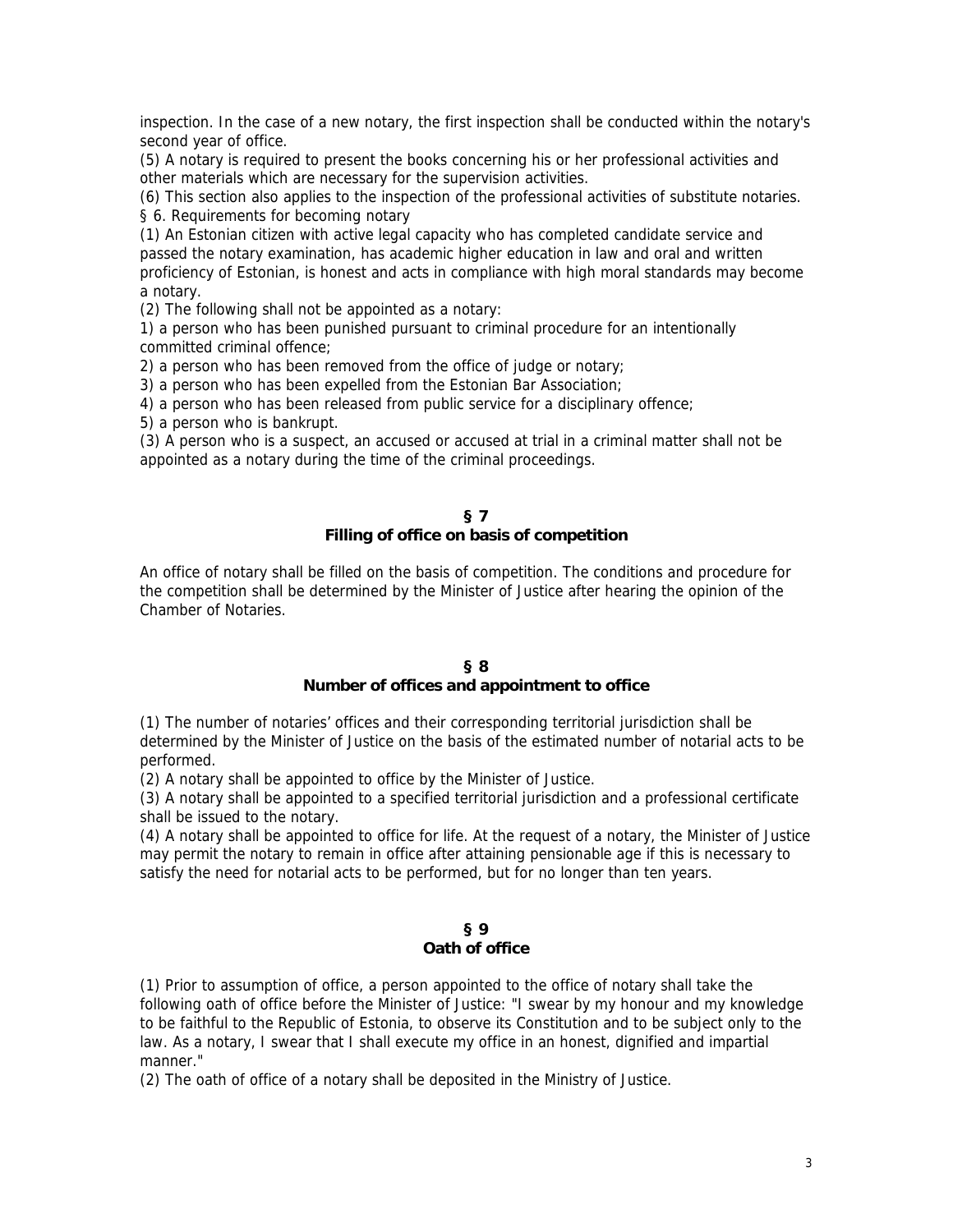inspection. In the case of a new notary, the first inspection shall be conducted within the notary's second year of office.

(5) A notary is required to present the books concerning his or her professional activities and other materials which are necessary for the supervision activities.

(6) This section also applies to the inspection of the professional activities of substitute notaries.

§ 6. Requirements for becoming notary

(1) An Estonian citizen with active legal capacity who has completed candidate service and passed the notary examination, has academic higher education in law and oral and written proficiency of Estonian, is honest and acts in compliance with high moral standards may become a notary.

(2) The following shall not be appointed as a notary:

1) a person who has been punished pursuant to criminal procedure for an intentionally committed criminal offence;

2) a person who has been removed from the office of judge or notary;

3) a person who has been expelled from the Estonian Bar Association;

4) a person who has been released from public service for a disciplinary offence;

5) a person who is bankrupt.

(3) A person who is a suspect, an accused or accused at trial in a criminal matter shall not be appointed as a notary during the time of the criminal proceedings.

## § 7
## Filling of office on basis of competition

An office of notary shall be filled on the basis of competition. The conditions and procedure for the competition shall be determined by the Minister of Justice after hearing the opinion of the Chamber of Notaries.

## § 8
## Number of offices and appointment to office

(1) The number of notaries' offices and their corresponding territorial jurisdiction shall be determined by the Minister of Justice on the basis of the estimated number of notarial acts to be performed.

(2) A notary shall be appointed to office by the Minister of Justice.

(3) A notary shall be appointed to a specified territorial jurisdiction and a professional certificate shall be issued to the notary.

(4) A notary shall be appointed to office for life. At the request of a notary, the Minister of Justice may permit the notary to remain in office after attaining pensionable age if this is necessary to satisfy the need for notarial acts to be performed, but for no longer than ten years.

## § 9
## Oath of office

(1) Prior to assumption of office, a person appointed to the office of notary shall take the following oath of office before the Minister of Justice: "I swear by my honour and my knowledge to be faithful to the Republic of Estonia, to observe its Constitution and to be subject only to the law. As a notary, I swear that I shall execute my office in an honest, dignified and impartial manner."

(2) The oath of office of a notary shall be deposited in the Ministry of Justice.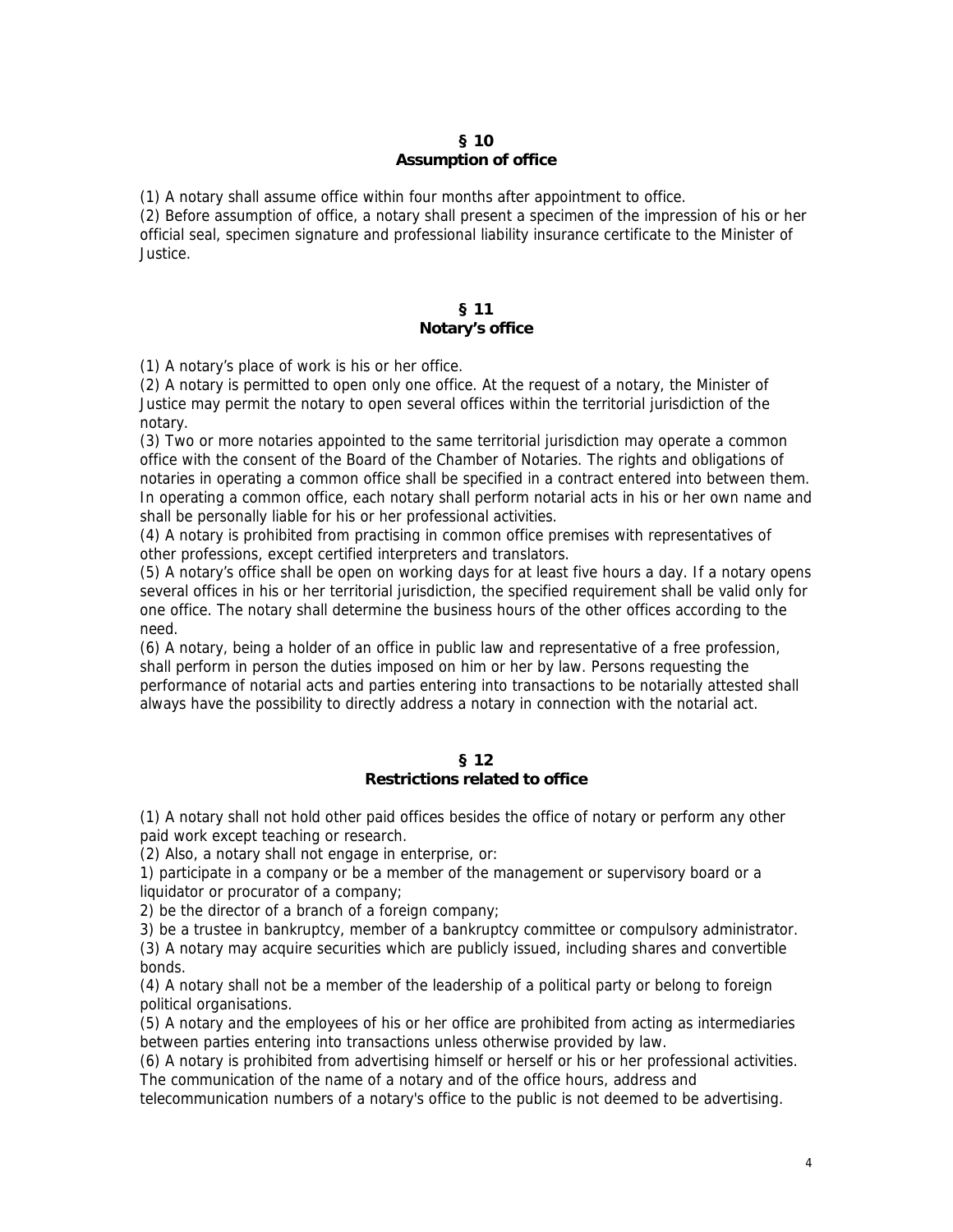## § 10
## Assumption of office

(1) A notary shall assume office within four months after appointment to office.
(2) Before assumption of office, a notary shall present a specimen of the impression of his or her official seal, specimen signature and professional liability insurance certificate to the Minister of Justice.

## § 11
## Notary's office

(1) A notary's place of work is his or her office.
(2) A notary is permitted to open only one office. At the request of a notary, the Minister of Justice may permit the notary to open several offices within the territorial jurisdiction of the notary.
(3) Two or more notaries appointed to the same territorial jurisdiction may operate a common office with the consent of the Board of the Chamber of Notaries. The rights and obligations of notaries in operating a common office shall be specified in a contract entered into between them. In operating a common office, each notary shall perform notarial acts in his or her own name and shall be personally liable for his or her professional activities.
(4) A notary is prohibited from practising in common office premises with representatives of other professions, except certified interpreters and translators.
(5) A notary's office shall be open on working days for at least five hours a day. If a notary opens several offices in his or her territorial jurisdiction, the specified requirement shall be valid only for one office. The notary shall determine the business hours of the other offices according to the need.
(6) A notary, being a holder of an office in public law and representative of a free profession, shall perform in person the duties imposed on him or her by law. Persons requesting the performance of notarial acts and parties entering into transactions to be notarially attested shall always have the possibility to directly address a notary in connection with the notarial act.

## § 12
## Restrictions related to office

(1) A notary shall not hold other paid offices besides the office of notary or perform any other paid work except teaching or research.
(2) Also, a notary shall not engage in enterprise, or:
1) participate in a company or be a member of the management or supervisory board or a liquidator or procurator of a company;
2) be the director of a branch of a foreign company;
3) be a trustee in bankruptcy, member of a bankruptcy committee or compulsory administrator.
(3) A notary may acquire securities which are publicly issued, including shares and convertible bonds.
(4) A notary shall not be a member of the leadership of a political party or belong to foreign political organisations.
(5) A notary and the employees of his or her office are prohibited from acting as intermediaries between parties entering into transactions unless otherwise provided by law.
(6) A notary is prohibited from advertising himself or herself or his or her professional activities. The communication of the name of a notary and of the office hours, address and telecommunication numbers of a notary's office to the public is not deemed to be advertising.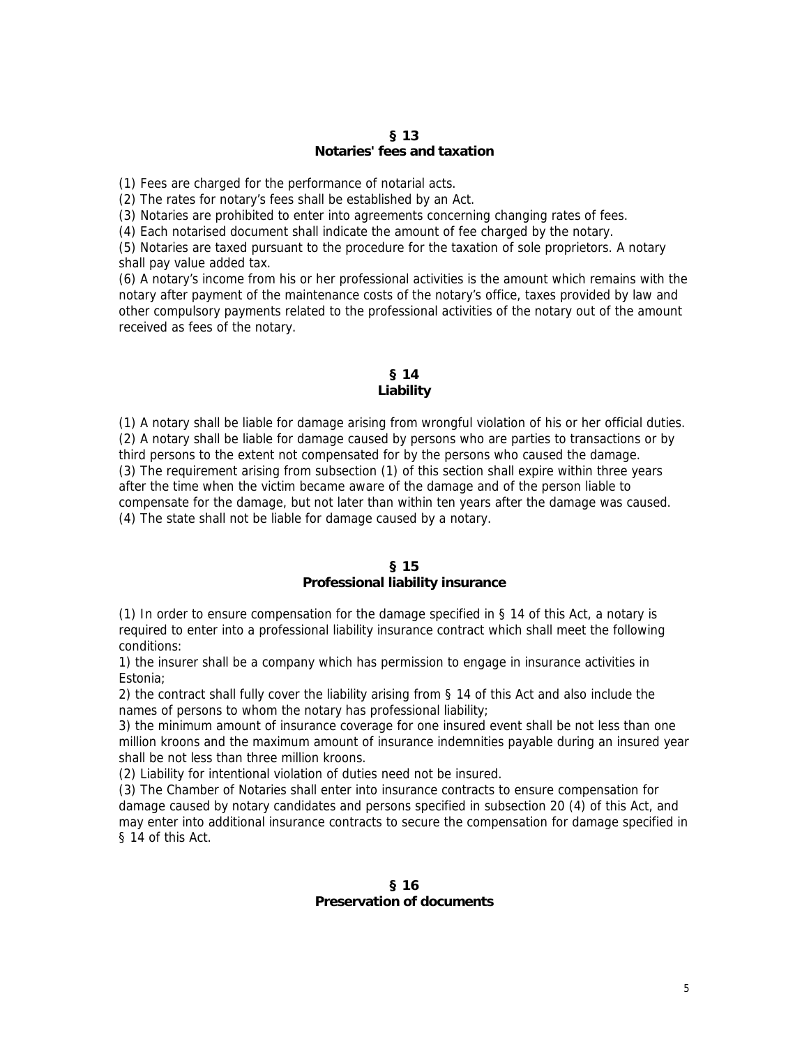## § 13
## Notaries' fees and taxation

(1) Fees are charged for the performance of notarial acts.
(2) The rates for notary's fees shall be established by an Act.
(3) Notaries are prohibited to enter into agreements concerning changing rates of fees.
(4) Each notarised document shall indicate the amount of fee charged by the notary.
(5) Notaries are taxed pursuant to the procedure for the taxation of sole proprietors. A notary shall pay value added tax.
(6) A notary's income from his or her professional activities is the amount which remains with the notary after payment of the maintenance costs of the notary's office, taxes provided by law and other compulsory payments related to the professional activities of the notary out of the amount received as fees of the notary.

## § 14
## Liability

(1) A notary shall be liable for damage arising from wrongful violation of his or her official duties.
(2) A notary shall be liable for damage caused by persons who are parties to transactions or by third persons to the extent not compensated for by the persons who caused the damage.
(3) The requirement arising from subsection (1) of this section shall expire within three years after the time when the victim became aware of the damage and of the person liable to compensate for the damage, but not later than within ten years after the damage was caused.
(4) The state shall not be liable for damage caused by a notary.

## § 15
## Professional liability insurance

(1) In order to ensure compensation for the damage specified in § 14 of this Act, a notary is required to enter into a professional liability insurance contract which shall meet the following conditions:
1) the insurer shall be a company which has permission to engage in insurance activities in Estonia;
2) the contract shall fully cover the liability arising from § 14 of this Act and also include the names of persons to whom the notary has professional liability;
3) the minimum amount of insurance coverage for one insured event shall be not less than one million kroons and the maximum amount of insurance indemnities payable during an insured year shall be not less than three million kroons.
(2) Liability for intentional violation of duties need not be insured.
(3) The Chamber of Notaries shall enter into insurance contracts to ensure compensation for damage caused by notary candidates and persons specified in subsection 20 (4) of this Act, and may enter into additional insurance contracts to secure the compensation for damage specified in § 14 of this Act.

## § 16
## Preservation of documents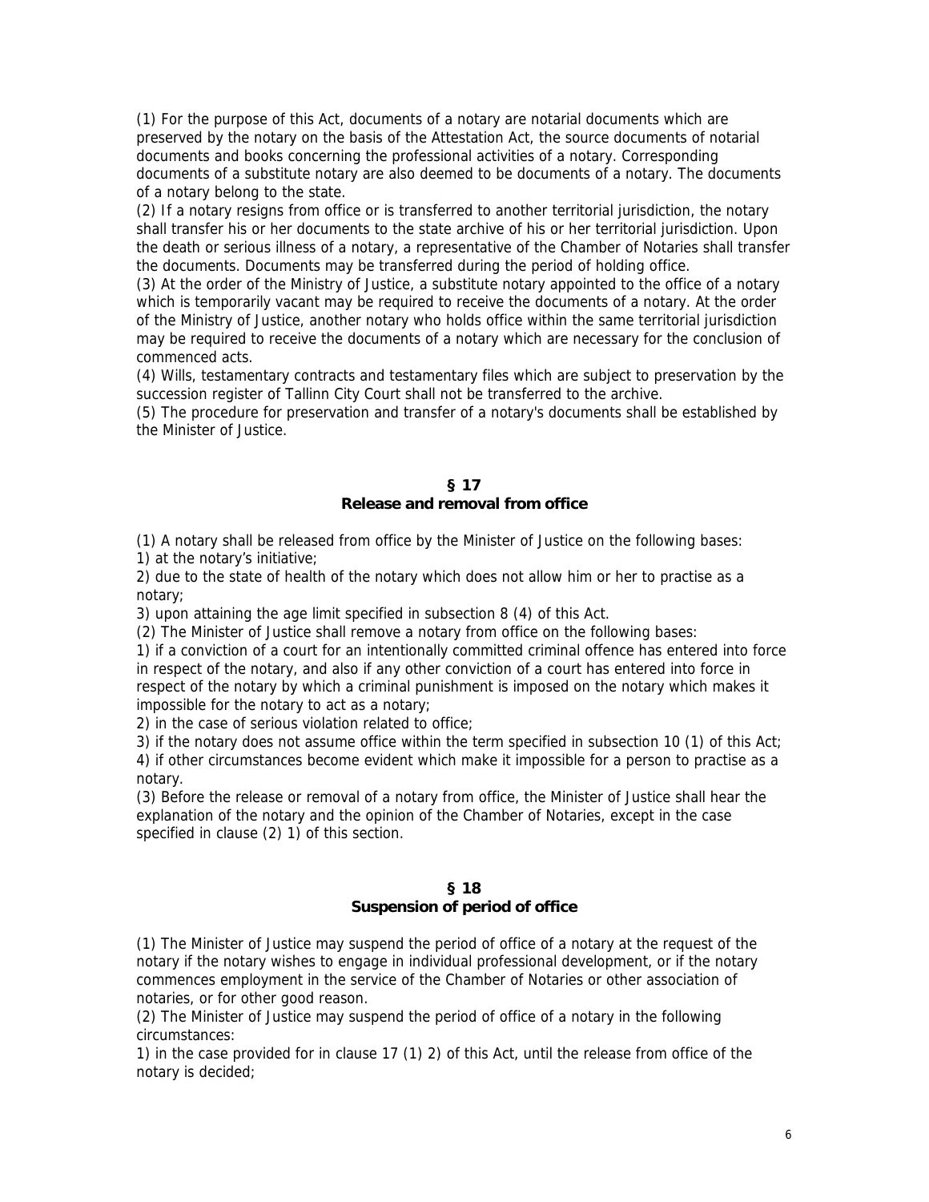(1) For the purpose of this Act, documents of a notary are notarial documents which are preserved by the notary on the basis of the Attestation Act, the source documents of notarial documents and books concerning the professional activities of a notary. Corresponding documents of a substitute notary are also deemed to be documents of a notary. The documents of a notary belong to the state.

(2) If a notary resigns from office or is transferred to another territorial jurisdiction, the notary shall transfer his or her documents to the state archive of his or her territorial jurisdiction. Upon the death or serious illness of a notary, a representative of the Chamber of Notaries shall transfer the documents. Documents may be transferred during the period of holding office.

(3) At the order of the Ministry of Justice, a substitute notary appointed to the office of a notary which is temporarily vacant may be required to receive the documents of a notary. At the order of the Ministry of Justice, another notary who holds office within the same territorial jurisdiction may be required to receive the documents of a notary which are necessary for the conclusion of commenced acts.

(4) Wills, testamentary contracts and testamentary files which are subject to preservation by the succession register of Tallinn City Court shall not be transferred to the archive.

(5) The procedure for preservation and transfer of a notary's documents shall be established by the Minister of Justice.

### § 17
### Release and removal from office

(1) A notary shall be released from office by the Minister of Justice on the following bases:

1) at the notary's initiative;

2) due to the state of health of the notary which does not allow him or her to practise as a notary;

3) upon attaining the age limit specified in subsection 8 (4) of this Act.

(2) The Minister of Justice shall remove a notary from office on the following bases:

1) if a conviction of a court for an intentionally committed criminal offence has entered into force in respect of the notary, and also if any other conviction of a court has entered into force in respect of the notary by which a criminal punishment is imposed on the notary which makes it impossible for the notary to act as a notary;

2) in the case of serious violation related to office;

3) if the notary does not assume office within the term specified in subsection 10 (1) of this Act;

4) if other circumstances become evident which make it impossible for a person to practise as a notary.

(3) Before the release or removal of a notary from office, the Minister of Justice shall hear the explanation of the notary and the opinion of the Chamber of Notaries, except in the case specified in clause (2) 1) of this section.

### § 18
### Suspension of period of office

(1) The Minister of Justice may suspend the period of office of a notary at the request of the notary if the notary wishes to engage in individual professional development, or if the notary commences employment in the service of the Chamber of Notaries or other association of notaries, or for other good reason.

(2) The Minister of Justice may suspend the period of office of a notary in the following circumstances:

1) in the case provided for in clause 17 (1) 2) of this Act, until the release from office of the notary is decided;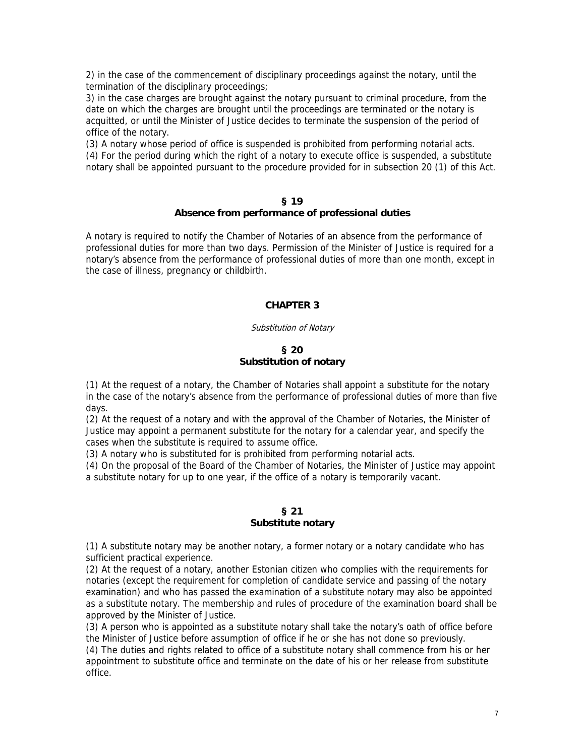2) in the case of the commencement of disciplinary proceedings against the notary, until the termination of the disciplinary proceedings;
3) in the case charges are brought against the notary pursuant to criminal procedure, from the date on which the charges are brought until the proceedings are terminated or the notary is acquitted, or until the Minister of Justice decides to terminate the suspension of the period of office of the notary.
(3) A notary whose period of office is suspended is prohibited from performing notarial acts.
(4) For the period during which the right of a notary to execute office is suspended, a substitute notary shall be appointed pursuant to the procedure provided for in subsection 20 (1) of this Act.

### § 19
### Absence from performance of professional duties

A notary is required to notify the Chamber of Notaries of an absence from the performance of professional duties for more than two days. Permission of the Minister of Justice is required for a notary's absence from the performance of professional duties of more than one month, except in the case of illness, pregnancy or childbirth.

## CHAPTER 3

*Substitution of Notary*

### § 20
### Substitution of notary

(1) At the request of a notary, the Chamber of Notaries shall appoint a substitute for the notary in the case of the notary's absence from the performance of professional duties of more than five days.
(2) At the request of a notary and with the approval of the Chamber of Notaries, the Minister of Justice may appoint a permanent substitute for the notary for a calendar year, and specify the cases when the substitute is required to assume office.
(3) A notary who is substituted for is prohibited from performing notarial acts.
(4) On the proposal of the Board of the Chamber of Notaries, the Minister of Justice may appoint a substitute notary for up to one year, if the office of a notary is temporarily vacant.

### § 21
### Substitute notary

(1) A substitute notary may be another notary, a former notary or a notary candidate who has sufficient practical experience.
(2) At the request of a notary, another Estonian citizen who complies with the requirements for notaries (except the requirement for completion of candidate service and passing of the notary examination) and who has passed the examination of a substitute notary may also be appointed as a substitute notary. The membership and rules of procedure of the examination board shall be approved by the Minister of Justice.
(3) A person who is appointed as a substitute notary shall take the notary's oath of office before the Minister of Justice before assumption of office if he or she has not done so previously.
(4) The duties and rights related to office of a substitute notary shall commence from his or her appointment to substitute office and terminate on the date of his or her release from substitute office.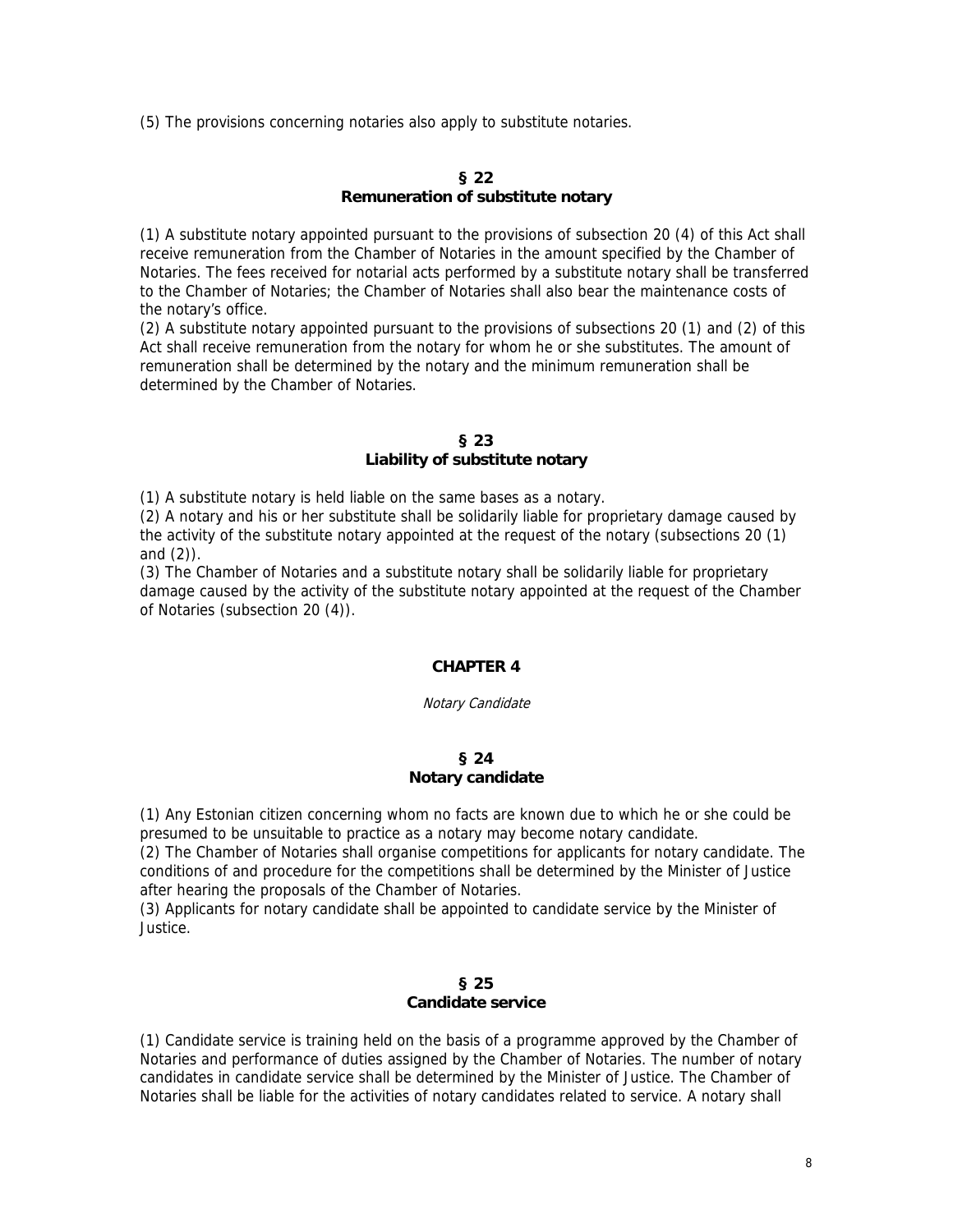(5) The provisions concerning notaries also apply to substitute notaries.

### § 22
### Remuneration of substitute notary

(1) A substitute notary appointed pursuant to the provisions of subsection 20 (4) of this Act shall receive remuneration from the Chamber of Notaries in the amount specified by the Chamber of Notaries. The fees received for notarial acts performed by a substitute notary shall be transferred to the Chamber of Notaries; the Chamber of Notaries shall also bear the maintenance costs of the notary's office.
(2) A substitute notary appointed pursuant to the provisions of subsections 20 (1) and (2) of this Act shall receive remuneration from the notary for whom he or she substitutes. The amount of remuneration shall be determined by the notary and the minimum remuneration shall be determined by the Chamber of Notaries.

### § 23
### Liability of substitute notary

(1) A substitute notary is held liable on the same bases as a notary.
(2) A notary and his or her substitute shall be solidarily liable for proprietary damage caused by the activity of the substitute notary appointed at the request of the notary (subsections 20 (1) and (2)).
(3) The Chamber of Notaries and a substitute notary shall be solidarily liable for proprietary damage caused by the activity of the substitute notary appointed at the request of the Chamber of Notaries (subsection 20 (4)).

## CHAPTER 4

*Notary Candidate*

### § 24
### Notary candidate

(1) Any Estonian citizen concerning whom no facts are known due to which he or she could be presumed to be unsuitable to practice as a notary may become notary candidate.
(2) The Chamber of Notaries shall organise competitions for applicants for notary candidate. The conditions of and procedure for the competitions shall be determined by the Minister of Justice after hearing the proposals of the Chamber of Notaries.
(3) Applicants for notary candidate shall be appointed to candidate service by the Minister of Justice.

### § 25
### Candidate service

(1) Candidate service is training held on the basis of a programme approved by the Chamber of Notaries and performance of duties assigned by the Chamber of Notaries. The number of notary candidates in candidate service shall be determined by the Minister of Justice. The Chamber of Notaries shall be liable for the activities of notary candidates related to service. A notary shall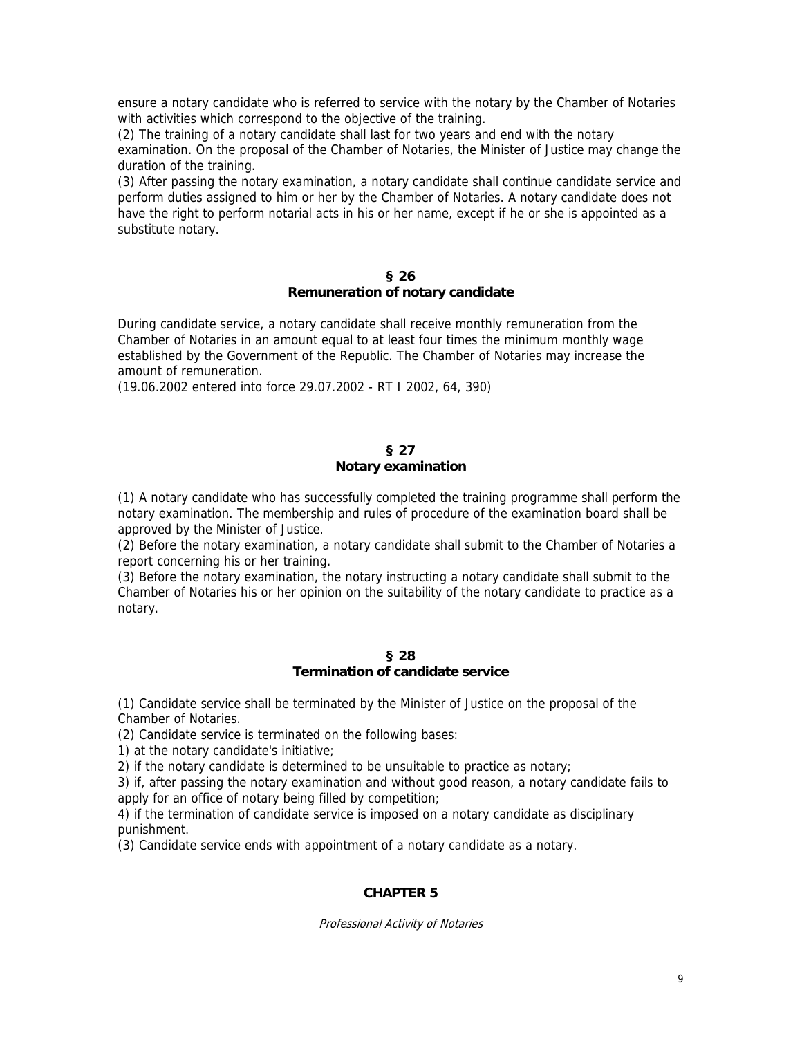ensure a notary candidate who is referred to service with the notary by the Chamber of Notaries with activities which correspond to the objective of the training.

(2) The training of a notary candidate shall last for two years and end with the notary examination. On the proposal of the Chamber of Notaries, the Minister of Justice may change the duration of the training.

(3) After passing the notary examination, a notary candidate shall continue candidate service and perform duties assigned to him or her by the Chamber of Notaries. A notary candidate does not have the right to perform notarial acts in his or her name, except if he or she is appointed as a substitute notary.

### § 26
### Remuneration of notary candidate

During candidate service, a notary candidate shall receive monthly remuneration from the Chamber of Notaries in an amount equal to at least four times the minimum monthly wage established by the Government of the Republic. The Chamber of Notaries may increase the amount of remuneration.
(19.06.2002 entered into force 29.07.2002 - RT I 2002, 64, 390)

### § 27
### Notary examination

(1) A notary candidate who has successfully completed the training programme shall perform the notary examination. The membership and rules of procedure of the examination board shall be approved by the Minister of Justice.

(2) Before the notary examination, a notary candidate shall submit to the Chamber of Notaries a report concerning his or her training.

(3) Before the notary examination, the notary instructing a notary candidate shall submit to the Chamber of Notaries his or her opinion on the suitability of the notary candidate to practice as a notary.

### § 28
### Termination of candidate service

(1) Candidate service shall be terminated by the Minister of Justice on the proposal of the Chamber of Notaries.

(2) Candidate service is terminated on the following bases:

1) at the notary candidate's initiative;

2) if the notary candidate is determined to be unsuitable to practice as notary;

3) if, after passing the notary examination and without good reason, a notary candidate fails to apply for an office of notary being filled by competition;

4) if the termination of candidate service is imposed on a notary candidate as disciplinary punishment.

(3) Candidate service ends with appointment of a notary candidate as a notary.

## CHAPTER 5

*Professional Activity of Notaries*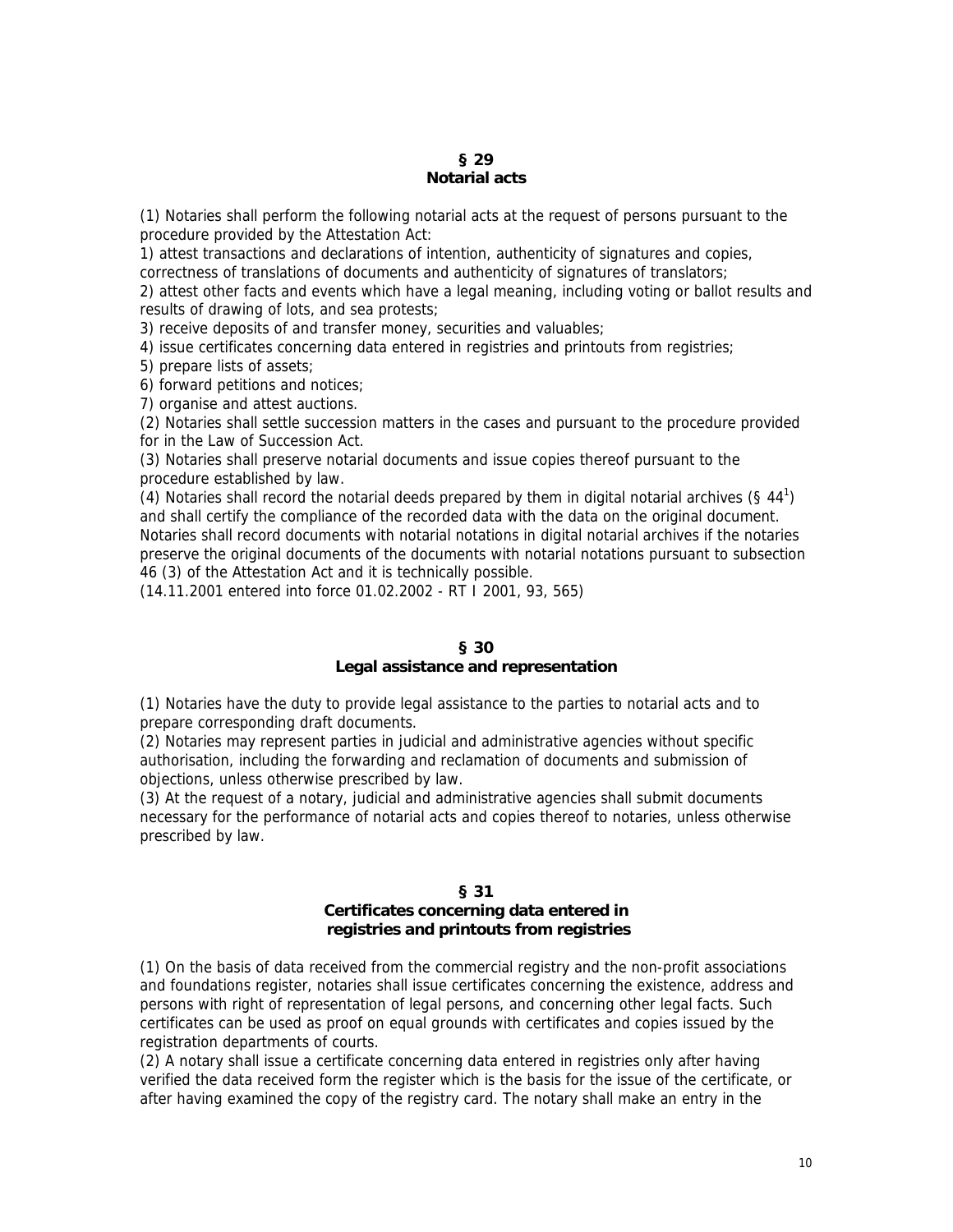## § 29
## Notarial acts

(1) Notaries shall perform the following notarial acts at the request of persons pursuant to the procedure provided by the Attestation Act:
1) attest transactions and declarations of intention, authenticity of signatures and copies, correctness of translations of documents and authenticity of signatures of translators;
2) attest other facts and events which have a legal meaning, including voting or ballot results and results of drawing of lots, and sea protests;
3) receive deposits of and transfer money, securities and valuables;
4) issue certificates concerning data entered in registries and printouts from registries;
5) prepare lists of assets;
6) forward petitions and notices;
7) organise and attest auctions.
(2) Notaries shall settle succession matters in the cases and pursuant to the procedure provided for in the Law of Succession Act.
(3) Notaries shall preserve notarial documents and issue copies thereof pursuant to the procedure established by law.
(4) Notaries shall record the notarial deeds prepared by them in digital notarial archives (§ $44^1$) and shall certify the compliance of the recorded data with the data on the original document. Notaries shall record documents with notarial notations in digital notarial archives if the notaries preserve the original documents of the documents with notarial notations pursuant to subsection 46 (3) of the Attestation Act and it is technically possible.
(14.11.2001 entered into force 01.02.2002 - RT I 2001, 93, 565)

## § 30
## Legal assistance and representation

(1) Notaries have the duty to provide legal assistance to the parties to notarial acts and to prepare corresponding draft documents.
(2) Notaries may represent parties in judicial and administrative agencies without specific authorisation, including the forwarding and reclamation of documents and submission of objections, unless otherwise prescribed by law.
(3) At the request of a notary, judicial and administrative agencies shall submit documents necessary for the performance of notarial acts and copies thereof to notaries, unless otherwise prescribed by law.

## § 31
## Certificates concerning data entered in registries and printouts from registries

(1) On the basis of data received from the commercial registry and the non-profit associations and foundations register, notaries shall issue certificates concerning the existence, address and persons with right of representation of legal persons, and concerning other legal facts. Such certificates can be used as proof on equal grounds with certificates and copies issued by the registration departments of courts.
(2) A notary shall issue a certificate concerning data entered in registries only after having verified the data received form the register which is the basis for the issue of the certificate, or after having examined the copy of the registry card. The notary shall make an entry in the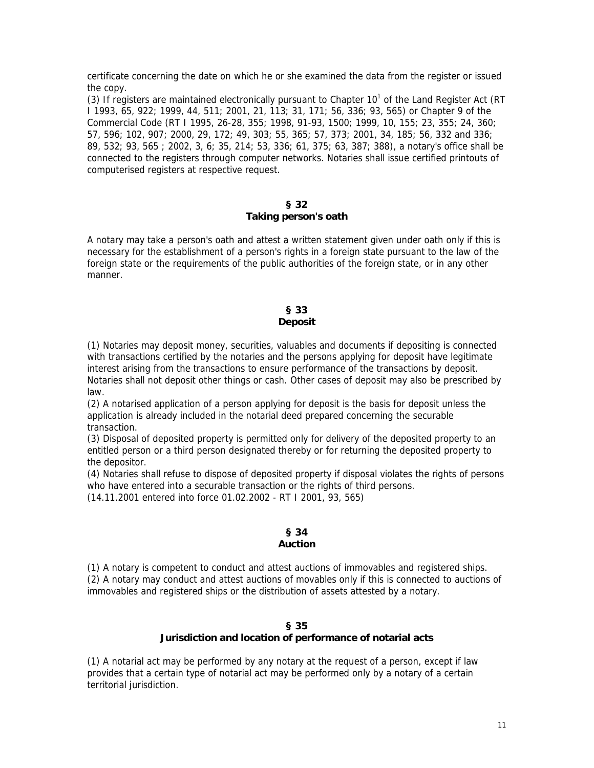certificate concerning the date on which he or she examined the data from the register or issued the copy.

(3) If registers are maintained electronically pursuant to Chapter $10^1$ of the Land Register Act (RT I 1993, 65, 922; 1999, 44, 511; 2001, 21, 113; 31, 171; 56, 336; 93, 565) or Chapter 9 of the Commercial Code (RT I 1995, 26-28, 355; 1998, 91-93, 1500; 1999, 10, 155; 23, 355; 24, 360; 57, 596; 102, 907; 2000, 29, 172; 49, 303; 55, 365; 57, 373; 2001, 34, 185; 56, 332 and 336; 89, 532; 93, 565 ; 2002, 3, 6; 35, 214; 53, 336; 61, 375; 63, 387; 388), a notary's office shall be connected to the registers through computer networks. Notaries shall issue certified printouts of computerised registers at respective request.

## § 32
## Taking person's oath

A notary may take a person's oath and attest a written statement given under oath only if this is necessary for the establishment of a person's rights in a foreign state pursuant to the law of the foreign state or the requirements of the public authorities of the foreign state, or in any other manner.

## § 33
## Deposit

(1) Notaries may deposit money, securities, valuables and documents if depositing is connected with transactions certified by the notaries and the persons applying for deposit have legitimate interest arising from the transactions to ensure performance of the transactions by deposit. Notaries shall not deposit other things or cash. Other cases of deposit may also be prescribed by law.

(2) A notarised application of a person applying for deposit is the basis for deposit unless the application is already included in the notarial deed prepared concerning the securable transaction.

(3) Disposal of deposited property is permitted only for delivery of the deposited property to an entitled person or a third person designated thereby or for returning the deposited property to the depositor.

(4) Notaries shall refuse to dispose of deposited property if disposal violates the rights of persons who have entered into a securable transaction or the rights of third persons.

(14.11.2001 entered into force 01.02.2002 - RT I 2001, 93, 565)

## § 34
## Auction

(1) A notary is competent to conduct and attest auctions of immovables and registered ships.

(2) A notary may conduct and attest auctions of movables only if this is connected to auctions of immovables and registered ships or the distribution of assets attested by a notary.

## § 35
## Jurisdiction and location of performance of notarial acts

(1) A notarial act may be performed by any notary at the request of a person, except if law provides that a certain type of notarial act may be performed only by a notary of a certain territorial jurisdiction.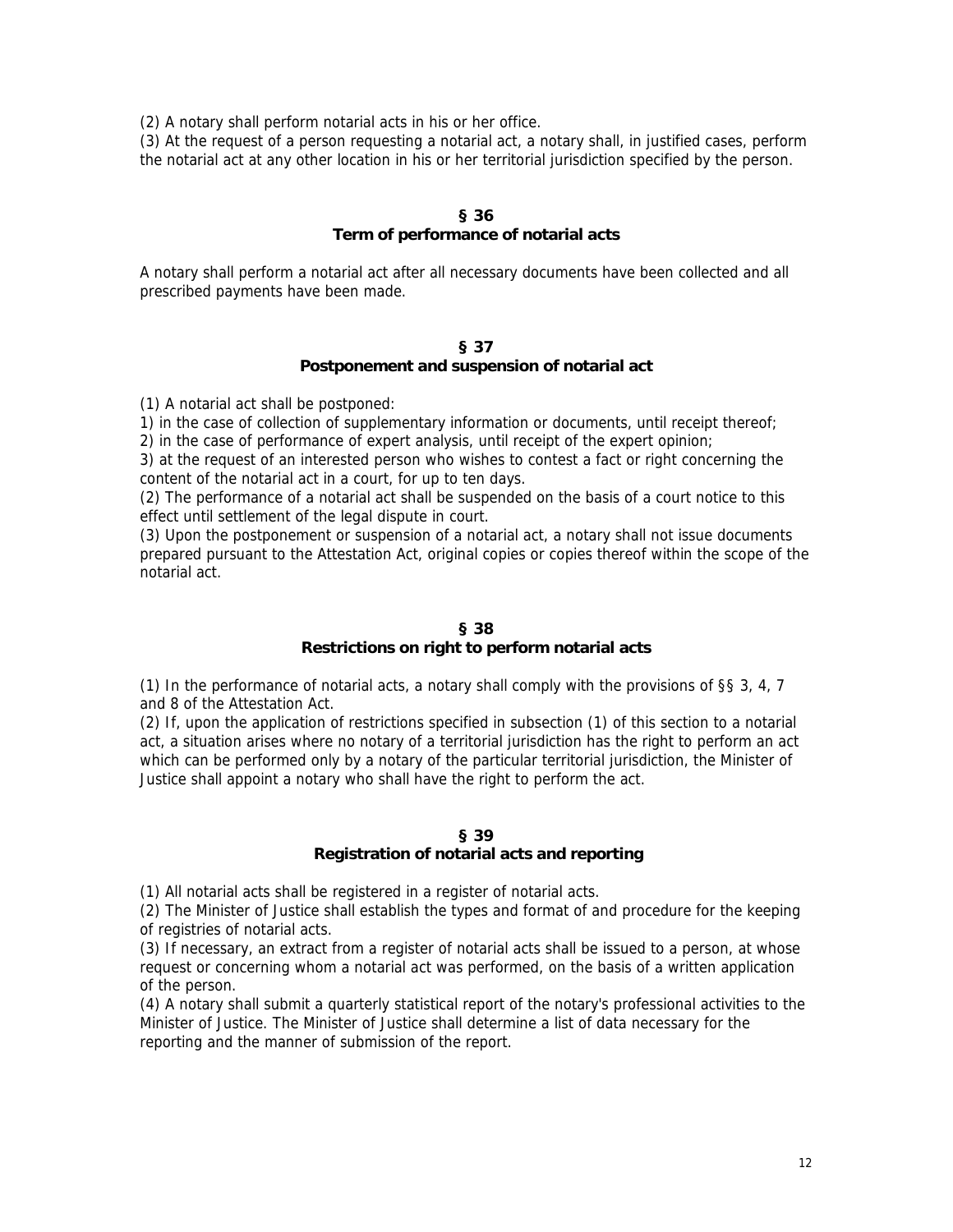(2) A notary shall perform notarial acts in his or her office.
(3) At the request of a person requesting a notarial act, a notary shall, in justified cases, perform the notarial act at any other location in his or her territorial jurisdiction specified by the person.

### § 36
### Term of performance of notarial acts

A notary shall perform a notarial act after all necessary documents have been collected and all prescribed payments have been made.

### § 37
### Postponement and suspension of notarial act

(1) A notarial act shall be postponed:
1) in the case of collection of supplementary information or documents, until receipt thereof;
2) in the case of performance of expert analysis, until receipt of the expert opinion;
3) at the request of an interested person who wishes to contest a fact or right concerning the content of the notarial act in a court, for up to ten days.
(2) The performance of a notarial act shall be suspended on the basis of a court notice to this effect until settlement of the legal dispute in court.
(3) Upon the postponement or suspension of a notarial act, a notary shall not issue documents prepared pursuant to the Attestation Act, original copies or copies thereof within the scope of the notarial act.

### § 38
### Restrictions on right to perform notarial acts

(1) In the performance of notarial acts, a notary shall comply with the provisions of §§ 3, 4, 7 and 8 of the Attestation Act.
(2) If, upon the application of restrictions specified in subsection (1) of this section to a notarial act, a situation arises where no notary of a territorial jurisdiction has the right to perform an act which can be performed only by a notary of the particular territorial jurisdiction, the Minister of Justice shall appoint a notary who shall have the right to perform the act.

### § 39
### Registration of notarial acts and reporting

(1) All notarial acts shall be registered in a register of notarial acts.
(2) The Minister of Justice shall establish the types and format of and procedure for the keeping of registries of notarial acts.
(3) If necessary, an extract from a register of notarial acts shall be issued to a person, at whose request or concerning whom a notarial act was performed, on the basis of a written application of the person.
(4) A notary shall submit a quarterly statistical report of the notary's professional activities to the Minister of Justice. The Minister of Justice shall determine a list of data necessary for the reporting and the manner of submission of the report.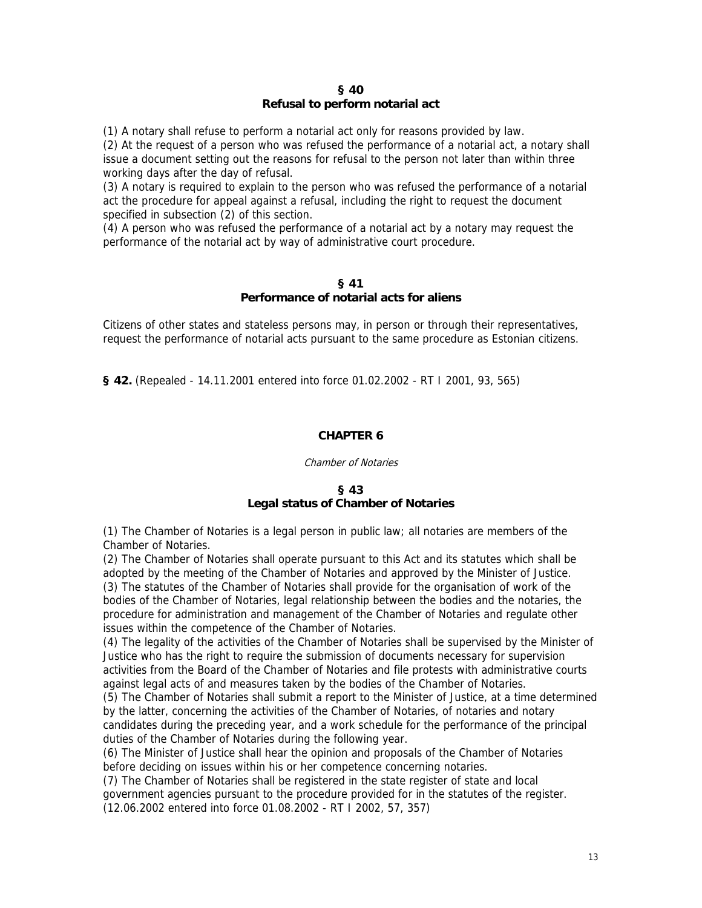### § 40
### Refusal to perform notarial act

(1) A notary shall refuse to perform a notarial act only for reasons provided by law.
(2) At the request of a person who was refused the performance of a notarial act, a notary shall issue a document setting out the reasons for refusal to the person not later than within three working days after the day of refusal.
(3) A notary is required to explain to the person who was refused the performance of a notarial act the procedure for appeal against a refusal, including the right to request the document specified in subsection (2) of this section.
(4) A person who was refused the performance of a notarial act by a notary may request the performance of the notarial act by way of administrative court procedure.

### § 41
### Performance of notarial acts for aliens

Citizens of other states and stateless persons may, in person or through their representatives, request the performance of notarial acts pursuant to the same procedure as Estonian citizens.

**§ 42.** (Repealed - 14.11.2001 entered into force 01.02.2002 - RT I 2001, 93, 565)

## CHAPTER 6

*Chamber of Notaries*

### § 43
### Legal status of Chamber of Notaries

(1) The Chamber of Notaries is a legal person in public law; all notaries are members of the Chamber of Notaries.
(2) The Chamber of Notaries shall operate pursuant to this Act and its statutes which shall be adopted by the meeting of the Chamber of Notaries and approved by the Minister of Justice.
(3) The statutes of the Chamber of Notaries shall provide for the organisation of work of the bodies of the Chamber of Notaries, legal relationship between the bodies and the notaries, the procedure for administration and management of the Chamber of Notaries and regulate other issues within the competence of the Chamber of Notaries.
(4) The legality of the activities of the Chamber of Notaries shall be supervised by the Minister of Justice who has the right to require the submission of documents necessary for supervision activities from the Board of the Chamber of Notaries and file protests with administrative courts against legal acts of and measures taken by the bodies of the Chamber of Notaries.
(5) The Chamber of Notaries shall submit a report to the Minister of Justice, at a time determined by the latter, concerning the activities of the Chamber of Notaries, of notaries and notary candidates during the preceding year, and a work schedule for the performance of the principal duties of the Chamber of Notaries during the following year.
(6) The Minister of Justice shall hear the opinion and proposals of the Chamber of Notaries before deciding on issues within his or her competence concerning notaries.
(7) The Chamber of Notaries shall be registered in the state register of state and local government agencies pursuant to the procedure provided for in the statutes of the register.
(12.06.2002 entered into force 01.08.2002 - RT I 2002, 57, 357)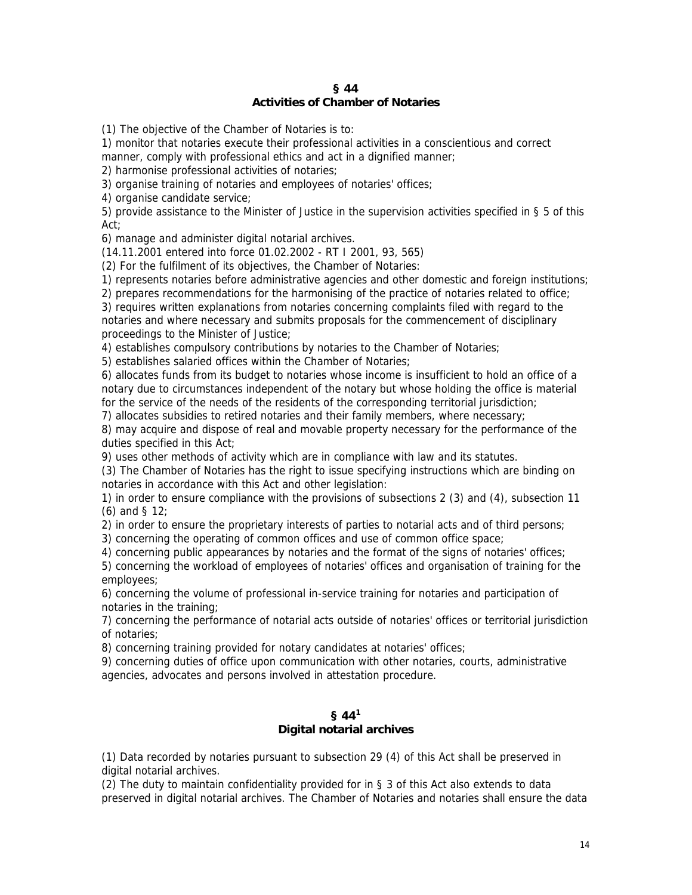## § 44
## Activities of Chamber of Notaries

(1) The objective of the Chamber of Notaries is to:

1) monitor that notaries execute their professional activities in a conscientious and correct manner, comply with professional ethics and act in a dignified manner;

2) harmonise professional activities of notaries;

3) organise training of notaries and employees of notaries' offices;

4) organise candidate service;

5) provide assistance to the Minister of Justice in the supervision activities specified in § 5 of this Act;

6) manage and administer digital notarial archives.

(14.11.2001 entered into force 01.02.2002 - RT I 2001, 93, 565)

(2) For the fulfilment of its objectives, the Chamber of Notaries:

1) represents notaries before administrative agencies and other domestic and foreign institutions;

2) prepares recommendations for the harmonising of the practice of notaries related to office;

3) requires written explanations from notaries concerning complaints filed with regard to the notaries and where necessary and submits proposals for the commencement of disciplinary proceedings to the Minister of Justice;

4) establishes compulsory contributions by notaries to the Chamber of Notaries;

5) establishes salaried offices within the Chamber of Notaries;

6) allocates funds from its budget to notaries whose income is insufficient to hold an office of a notary due to circumstances independent of the notary but whose holding the office is material for the service of the needs of the residents of the corresponding territorial jurisdiction;

7) allocates subsidies to retired notaries and their family members, where necessary;

8) may acquire and dispose of real and movable property necessary for the performance of the duties specified in this Act;

9) uses other methods of activity which are in compliance with law and its statutes.

(3) The Chamber of Notaries has the right to issue specifying instructions which are binding on notaries in accordance with this Act and other legislation:

1) in order to ensure compliance with the provisions of subsections 2 (3) and (4), subsection 11 (6) and § 12;

2) in order to ensure the proprietary interests of parties to notarial acts and of third persons;

3) concerning the operating of common offices and use of common office space;

4) concerning public appearances by notaries and the format of the signs of notaries' offices;

5) concerning the workload of employees of notaries' offices and organisation of training for the employees;

6) concerning the volume of professional in-service training for notaries and participation of notaries in the training;

7) concerning the performance of notarial acts outside of notaries' offices or territorial jurisdiction of notaries;

8) concerning training provided for notary candidates at notaries' offices;

9) concerning duties of office upon communication with other notaries, courts, administrative agencies, advocates and persons involved in attestation procedure.

## § 44[1]
## Digital notarial archives

(1) Data recorded by notaries pursuant to subsection 29 (4) of this Act shall be preserved in digital notarial archives.

(2) The duty to maintain confidentiality provided for in § 3 of this Act also extends to data preserved in digital notarial archives. The Chamber of Notaries and notaries shall ensure the data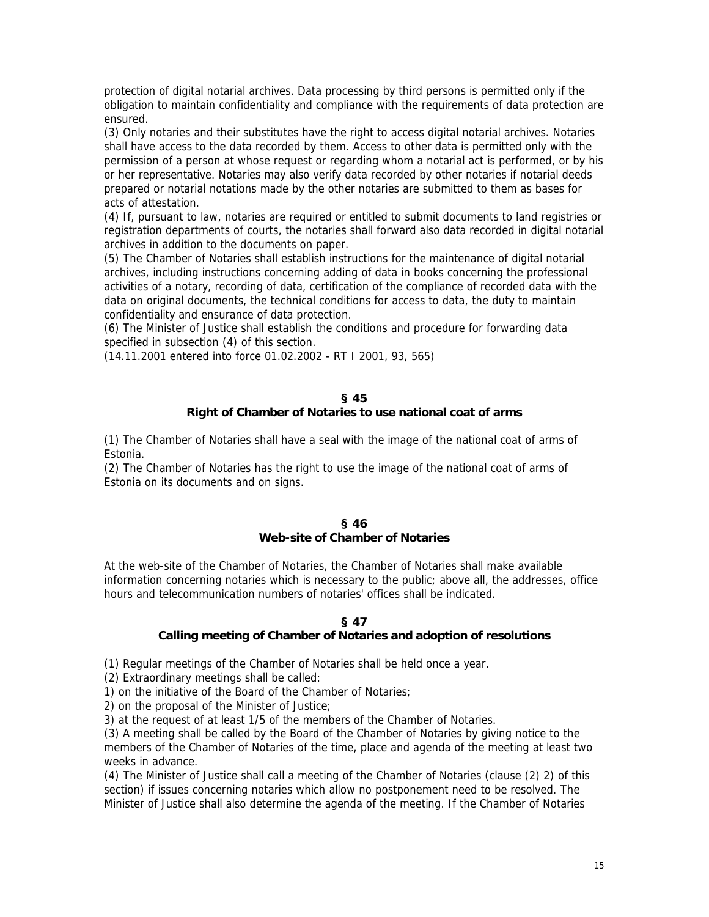protection of digital notarial archives. Data processing by third persons is permitted only if the obligation to maintain confidentiality and compliance with the requirements of data protection are ensured.

(3) Only notaries and their substitutes have the right to access digital notarial archives. Notaries shall have access to the data recorded by them. Access to other data is permitted only with the permission of a person at whose request or regarding whom a notarial act is performed, or by his or her representative. Notaries may also verify data recorded by other notaries if notarial deeds prepared or notarial notations made by the other notaries are submitted to them as bases for acts of attestation.

(4) If, pursuant to law, notaries are required or entitled to submit documents to land registries or registration departments of courts, the notaries shall forward also data recorded in digital notarial archives in addition to the documents on paper.

(5) The Chamber of Notaries shall establish instructions for the maintenance of digital notarial archives, including instructions concerning adding of data in books concerning the professional activities of a notary, recording of data, certification of the compliance of recorded data with the data on original documents, the technical conditions for access to data, the duty to maintain confidentiality and ensurance of data protection.

(6) The Minister of Justice shall establish the conditions and procedure for forwarding data specified in subsection (4) of this section.

(14.11.2001 entered into force 01.02.2002 - RT I 2001, 93, 565)

## § 45
## Right of Chamber of Notaries to use national coat of arms

(1) The Chamber of Notaries shall have a seal with the image of the national coat of arms of Estonia.

(2) The Chamber of Notaries has the right to use the image of the national coat of arms of Estonia on its documents and on signs.

## § 46
## Web-site of Chamber of Notaries

At the web-site of the Chamber of Notaries, the Chamber of Notaries shall make available information concerning notaries which is necessary to the public; above all, the addresses, office hours and telecommunication numbers of notaries' offices shall be indicated.

## § 47
## Calling meeting of Chamber of Notaries and adoption of resolutions

(1) Regular meetings of the Chamber of Notaries shall be held once a year.

(2) Extraordinary meetings shall be called:

1) on the initiative of the Board of the Chamber of Notaries;

2) on the proposal of the Minister of Justice;

3) at the request of at least 1/5 of the members of the Chamber of Notaries.

(3) A meeting shall be called by the Board of the Chamber of Notaries by giving notice to the members of the Chamber of Notaries of the time, place and agenda of the meeting at least two weeks in advance.

(4) The Minister of Justice shall call a meeting of the Chamber of Notaries (clause (2) 2) of this section) if issues concerning notaries which allow no postponement need to be resolved. The Minister of Justice shall also determine the agenda of the meeting. If the Chamber of Notaries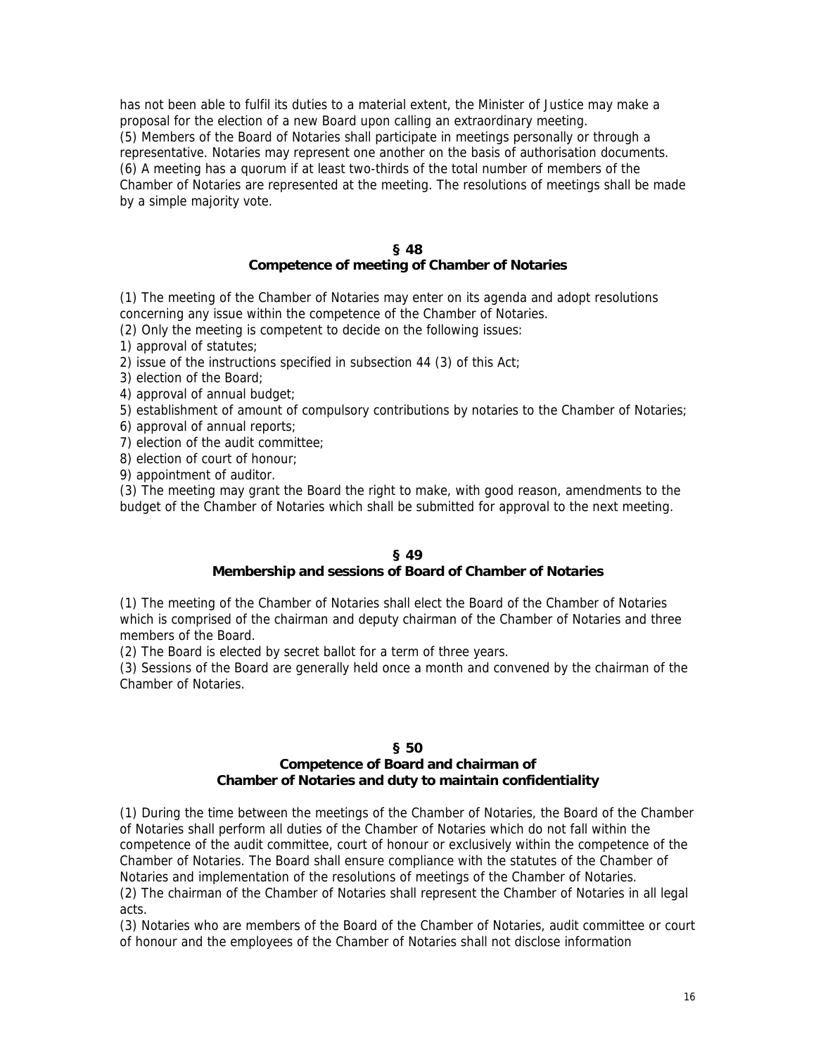has not been able to fulfil its duties to a material extent, the Minister of Justice may make a proposal for the election of a new Board upon calling an extraordinary meeting.
(5) Members of the Board of Notaries shall participate in meetings personally or through a representative. Notaries may represent one another on the basis of authorisation documents.
(6) A meeting has a quorum if at least two-thirds of the total number of members of the Chamber of Notaries are represented at the meeting. The resolutions of meetings shall be made by a simple majority vote.

### § 48
### Competence of meeting of Chamber of Notaries

(1) The meeting of the Chamber of Notaries may enter on its agenda and adopt resolutions concerning any issue within the competence of the Chamber of Notaries.
(2) Only the meeting is competent to decide on the following issues:
1) approval of statutes;
2) issue of the instructions specified in subsection 44 (3) of this Act;
3) election of the Board;
4) approval of annual budget;
5) establishment of amount of compulsory contributions by notaries to the Chamber of Notaries;
6) approval of annual reports;
7) election of the audit committee;
8) election of court of honour;
9) appointment of auditor.
(3) The meeting may grant the Board the right to make, with good reason, amendments to the budget of the Chamber of Notaries which shall be submitted for approval to the next meeting.

### § 49
### Membership and sessions of Board of Chamber of Notaries

(1) The meeting of the Chamber of Notaries shall elect the Board of the Chamber of Notaries which is comprised of the chairman and deputy chairman of the Chamber of Notaries and three members of the Board.
(2) The Board is elected by secret ballot for a term of three years.
(3) Sessions of the Board are generally held once a month and convened by the chairman of the Chamber of Notaries.

### § 50
### Competence of Board and chairman of Chamber of Notaries and duty to maintain confidentiality

(1) During the time between the meetings of the Chamber of Notaries, the Board of the Chamber of Notaries shall perform all duties of the Chamber of Notaries which do not fall within the competence of the audit committee, court of honour or exclusively within the competence of the Chamber of Notaries. The Board shall ensure compliance with the statutes of the Chamber of Notaries and implementation of the resolutions of meetings of the Chamber of Notaries.
(2) The chairman of the Chamber of Notaries shall represent the Chamber of Notaries in all legal acts.
(3) Notaries who are members of the Board of the Chamber of Notaries, audit committee or court of honour and the employees of the Chamber of Notaries shall not disclose information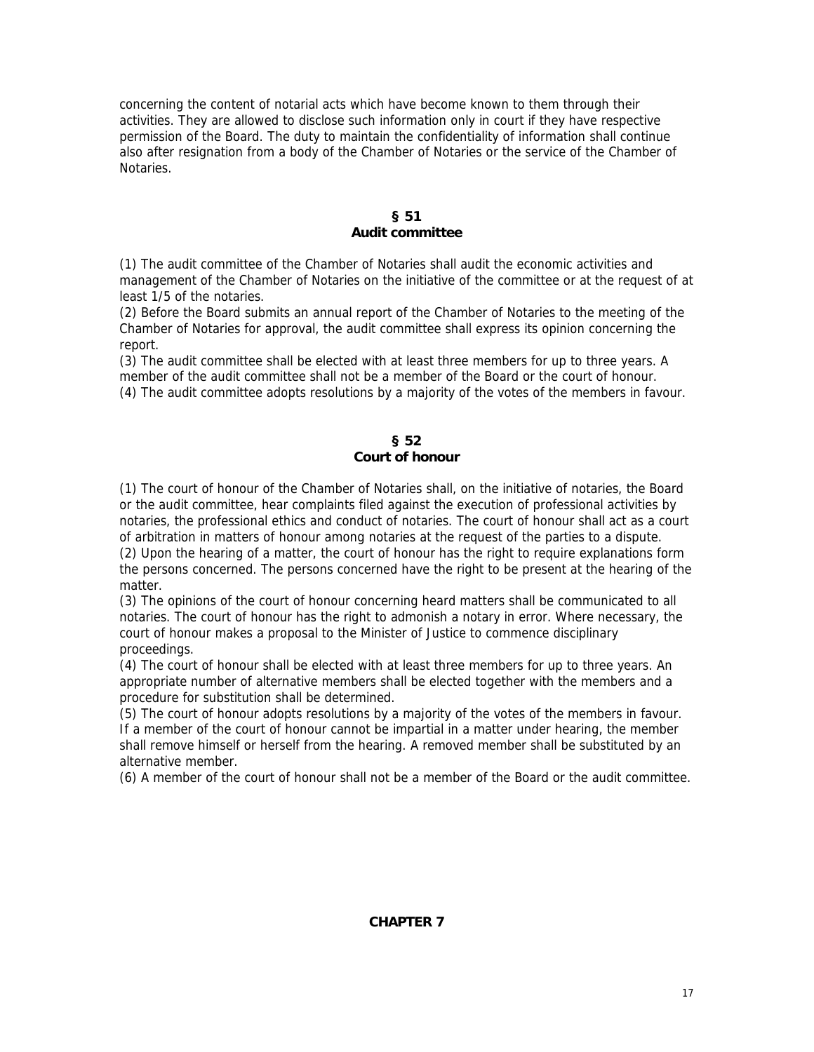concerning the content of notarial acts which have become known to them through their activities. They are allowed to disclose such information only in court if they have respective permission of the Board. The duty to maintain the confidentiality of information shall continue also after resignation from a body of the Chamber of Notaries or the service of the Chamber of Notaries.

### § 51
### Audit committee

(1) The audit committee of the Chamber of Notaries shall audit the economic activities and management of the Chamber of Notaries on the initiative of the committee or at the request of at least 1/5 of the notaries.
(2) Before the Board submits an annual report of the Chamber of Notaries to the meeting of the Chamber of Notaries for approval, the audit committee shall express its opinion concerning the report.
(3) The audit committee shall be elected with at least three members for up to three years. A member of the audit committee shall not be a member of the Board or the court of honour.
(4) The audit committee adopts resolutions by a majority of the votes of the members in favour.

### § 52
### Court of honour

(1) The court of honour of the Chamber of Notaries shall, on the initiative of notaries, the Board or the audit committee, hear complaints filed against the execution of professional activities by notaries, the professional ethics and conduct of notaries. The court of honour shall act as a court of arbitration in matters of honour among notaries at the request of the parties to a dispute.
(2) Upon the hearing of a matter, the court of honour has the right to require explanations form the persons concerned. The persons concerned have the right to be present at the hearing of the matter.
(3) The opinions of the court of honour concerning heard matters shall be communicated to all notaries. The court of honour has the right to admonish a notary in error. Where necessary, the court of honour makes a proposal to the Minister of Justice to commence disciplinary proceedings.
(4) The court of honour shall be elected with at least three members for up to three years. An appropriate number of alternative members shall be elected together with the members and a procedure for substitution shall be determined.
(5) The court of honour adopts resolutions by a majority of the votes of the members in favour. If a member of the court of honour cannot be impartial in a matter under hearing, the member shall remove himself or herself from the hearing. A removed member shall be substituted by an alternative member.
(6) A member of the court of honour shall not be a member of the Board or the audit committee.

## CHAPTER 7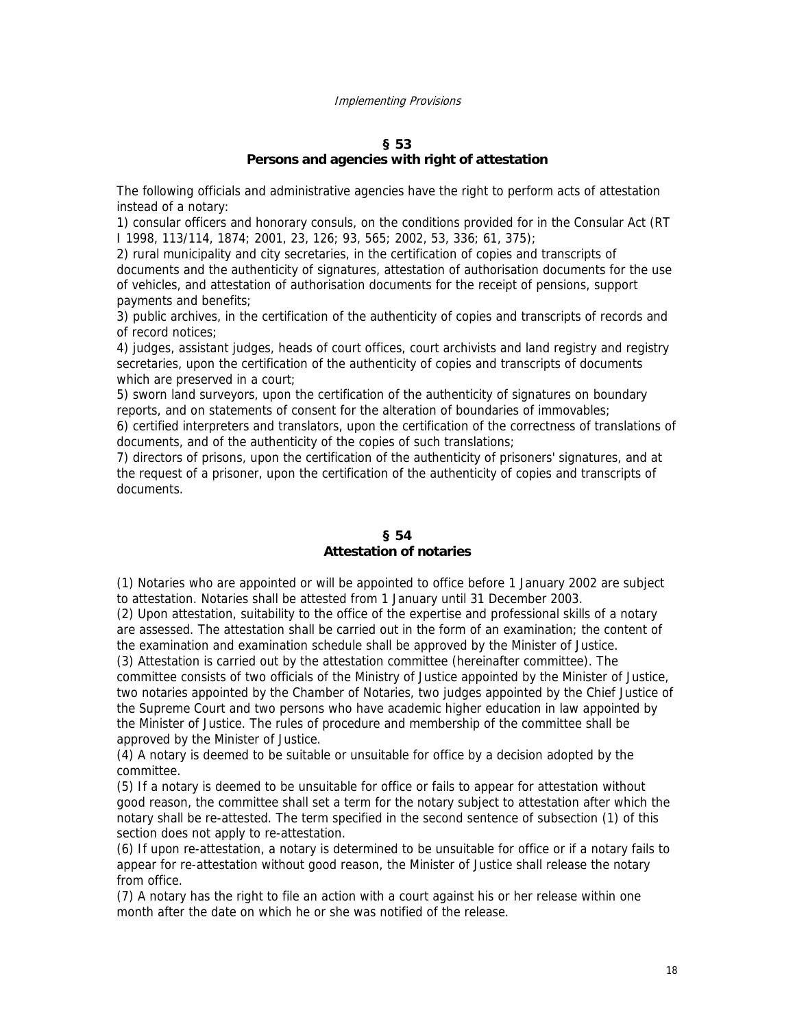*Implementing Provisions*

## § 53
## Persons and agencies with right of attestation

The following officials and administrative agencies have the right to perform acts of attestation instead of a notary:

1) consular officers and honorary consuls, on the conditions provided for in the Consular Act (RT I 1998, 113/114, 1874; 2001, 23, 126; 93, 565; 2002, 53, 336; 61, 375);
2) rural municipality and city secretaries, in the certification of copies and transcripts of documents and the authenticity of signatures, attestation of authorisation documents for the use of vehicles, and attestation of authorisation documents for the receipt of pensions, support payments and benefits;
3) public archives, in the certification of the authenticity of copies and transcripts of records and of record notices;
4) judges, assistant judges, heads of court offices, court archivists and land registry and registry secretaries, upon the certification of the authenticity of copies and transcripts of documents which are preserved in a court;
5) sworn land surveyors, upon the certification of the authenticity of signatures on boundary reports, and on statements of consent for the alteration of boundaries of immovables;
6) certified interpreters and translators, upon the certification of the correctness of translations of documents, and of the authenticity of the copies of such translations;
7) directors of prisons, upon the certification of the authenticity of prisoners' signatures, and at the request of a prisoner, upon the certification of the authenticity of copies and transcripts of documents.

## § 54
## Attestation of notaries

(1) Notaries who are appointed or will be appointed to office before 1 January 2002 are subject to attestation. Notaries shall be attested from 1 January until 31 December 2003.
(2) Upon attestation, suitability to the office of the expertise and professional skills of a notary are assessed. The attestation shall be carried out in the form of an examination; the content of the examination and examination schedule shall be approved by the Minister of Justice.
(3) Attestation is carried out by the attestation committee (hereinafter committee). The committee consists of two officials of the Ministry of Justice appointed by the Minister of Justice, two notaries appointed by the Chamber of Notaries, two judges appointed by the Chief Justice of the Supreme Court and two persons who have academic higher education in law appointed by the Minister of Justice. The rules of procedure and membership of the committee shall be approved by the Minister of Justice.
(4) A notary is deemed to be suitable or unsuitable for office by a decision adopted by the committee.
(5) If a notary is deemed to be unsuitable for office or fails to appear for attestation without good reason, the committee shall set a term for the notary subject to attestation after which the notary shall be re-attested. The term specified in the second sentence of subsection (1) of this section does not apply to re-attestation.
(6) If upon re-attestation, a notary is determined to be unsuitable for office or if a notary fails to appear for re-attestation without good reason, the Minister of Justice shall release the notary from office.
(7) A notary has the right to file an action with a court against his or her release within one month after the date on which he or she was notified of the release.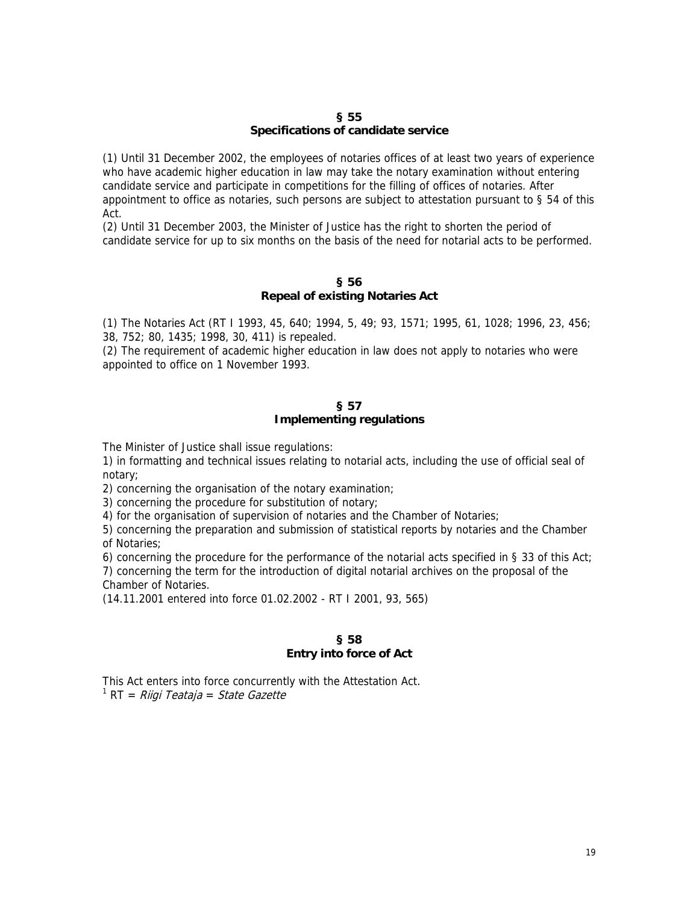### § 55
### Specifications of candidate service

(1) Until 31 December 2002, the employees of notaries offices of at least two years of experience who have academic higher education in law may take the notary examination without entering candidate service and participate in competitions for the filling of offices of notaries. After appointment to office as notaries, such persons are subject to attestation pursuant to § 54 of this Act.
(2) Until 31 December 2003, the Minister of Justice has the right to shorten the period of candidate service for up to six months on the basis of the need for notarial acts to be performed.

### § 56
### Repeal of existing Notaries Act

(1) The Notaries Act (RT I 1993, 45, 640; 1994, 5, 49; 93, 1571; 1995, 61, 1028; 1996, 23, 456; 38, 752; 80, 1435; 1998, 30, 411) is repealed.
(2) The requirement of academic higher education in law does not apply to notaries who were appointed to office on 1 November 1993.

### § 57
### Implementing regulations

The Minister of Justice shall issue regulations:
1) in formatting and technical issues relating to notarial acts, including the use of official seal of notary;
2) concerning the organisation of the notary examination;
3) concerning the procedure for substitution of notary;
4) for the organisation of supervision of notaries and the Chamber of Notaries;
5) concerning the preparation and submission of statistical reports by notaries and the Chamber of Notaries;
6) concerning the procedure for the performance of the notarial acts specified in § 33 of this Act;
7) concerning the term for the introduction of digital notarial archives on the proposal of the Chamber of Notaries.
(14.11.2001 entered into force 01.02.2002 - RT I 2001, 93, 565)

### § 58
### Entry into force of Act

This Act enters into force concurrently with the Attestation Act.

[1] RT = *Riigi Teataja* = *State Gazette*